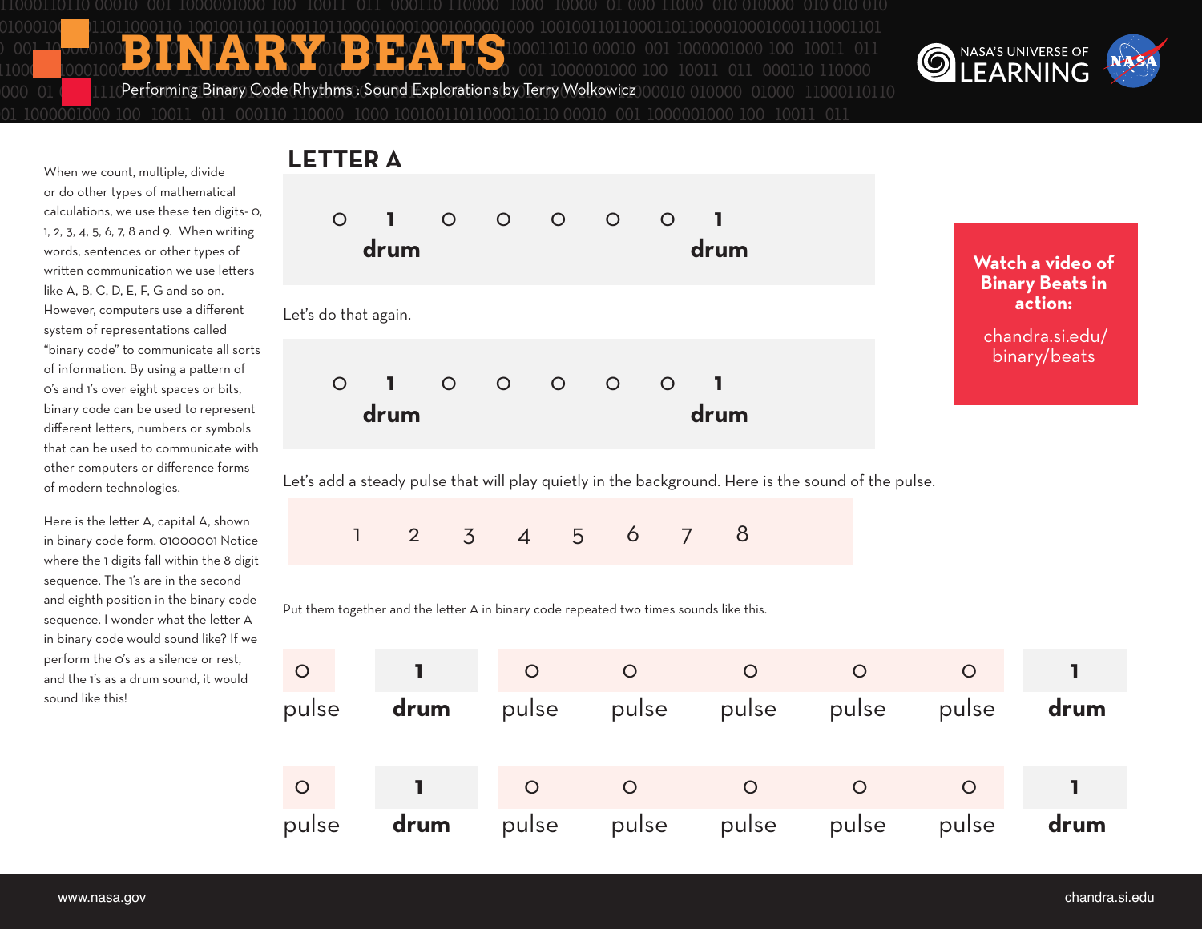# BINARY BEATS

Performing Binary Code Rhythms : Sound Explorations by Terry Wolkowicz

NASA'S UNIVERSE OF LEARNING

When we count, multiple, divide or do other types of mathematical calculations, we use these ten digits- 0, 1, 2, 3, 4, 5, 6, 7, 8 and 9. When writing words, sentences or other types of written communication we use letters like A, B, C, D, E, F, G and so on. However, computers use a different system of representations called "binary code" to communicate all sorts of information. By using a pattern of 0's and 1's over eight spaces or bits, binary code can be used to represent different letters, numbers or symbols that can be used to communicate with other computers or difference forms of modern technologies.

Here is the letter A, capital A, shown in binary code form. 01000001 Notice where the 1 digits fall within the 8 digit sequence. The 1's are in the second and eighth position in the binary code sequence. I wonder what the letter A in binary code would sound like? If we perform the 0's as a silence or rest, and the 1's as a drum sound, it would sound like this!

## LETTER A

| | | | | | | | |
|---|---|---|---|---|---|---|---|
| 0 | 1 | 0 | 0 | 0 | 0 | 0 | 1 |
| | **drum** | | | | | | **drum** |

Let's do that again.

| | | | | | | | |
|---|---|---|---|---|---|---|---|
| 0 | 1 | 0 | 0 | 0 | 0 | 0 | 1 |
| | **drum** | | | | | | **drum** |

Let's add a steady pulse that will play quietly in the background. Here is the sound of the pulse.

| | | | | | | | |
|---|---|---|---|---|---|---|---|
| 1 | 2 | 3 | 4 | 5 | 6 | 7 | 8 |

Put them together and the letter A in binary code repeated two times sounds like this.

| | | | | | | | |
|---|---|---|---|---|---|---|---|
| 0 | 1 | 0 | 0 | 0 | 0 | 0 | 1 |
| pulse | **drum** | pulse | pulse | pulse | pulse | pulse | **drum** |
| 0 | 1 | 0 | 0 | 0 | 0 | 0 | 1 |
| pulse | **drum** | pulse | pulse | pulse | pulse | pulse | **drum** |

**Watch a video of Binary Beats in action:**

chandra.si.edu/binary/beats

www.nasa.gov

chandra.si.edu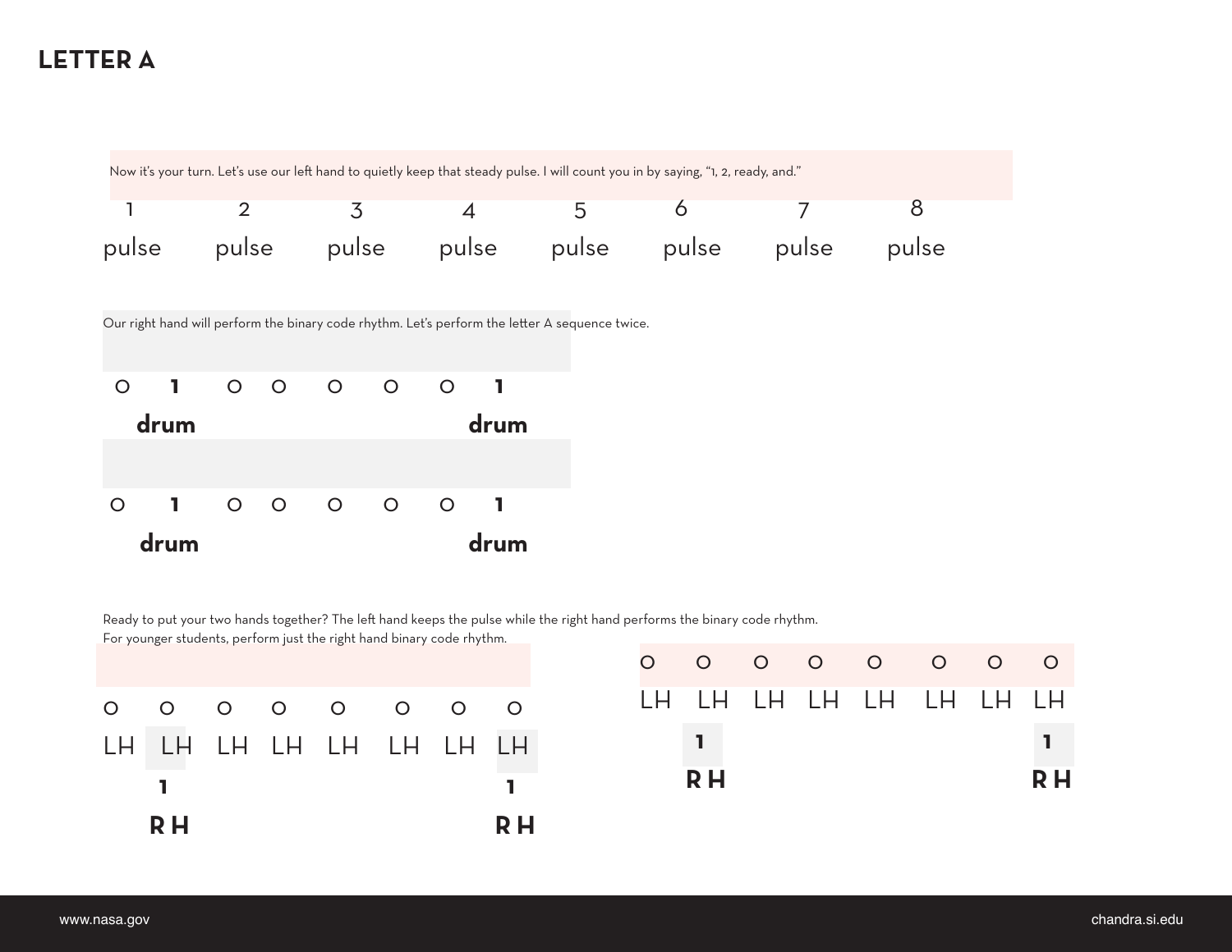## LETTER A

Now it's your turn. Let's use our left hand to quietly keep that steady pulse. I will count you in by saying, "1, 2, ready, and."

| 1 | 2 | 3 | 4 | 5 | 6 | 7 | 8 |
|---|---|---|---|---|---|---|---|
| pulse | pulse | pulse | pulse | pulse | pulse | pulse | pulse |

Our right hand will perform the binary code rhythm. Let's perform the letter A sequence twice.

| | | | | | | | |
|---|---|---|---|---|---|---|---|
| O | **1** | O | O | O | O | O | **1** |
| | **drum** | | | | | | **drum** |
| O | **1** | O | O | O | O | O | **1** |
| | **drum** | | | | | | **drum** |

Ready to put your two hands together? The left hand keeps the pulse while the right hand performs the binary code rhythm.
For younger students, perform just the right hand binary code rhythm.

| | | | | | | | |
|---|---|---|---|---|---|---|---|
| O | O | O | O | O | O | O | O |
| LH | LH | LH | LH | LH | LH | LH | LH |
| | **1** | | | | | | **1** |
| | **RH** | | | | | | **RH** |

| | | | | | | | |
|---|---|---|---|---|---|---|---|
| O | O | O | O | O | O | O | O |
| LH | LH | LH | LH | LH | LH | LH | LH |
| | **1** | | | | | | **1** |
| | **RH** | | | | | | **RH** |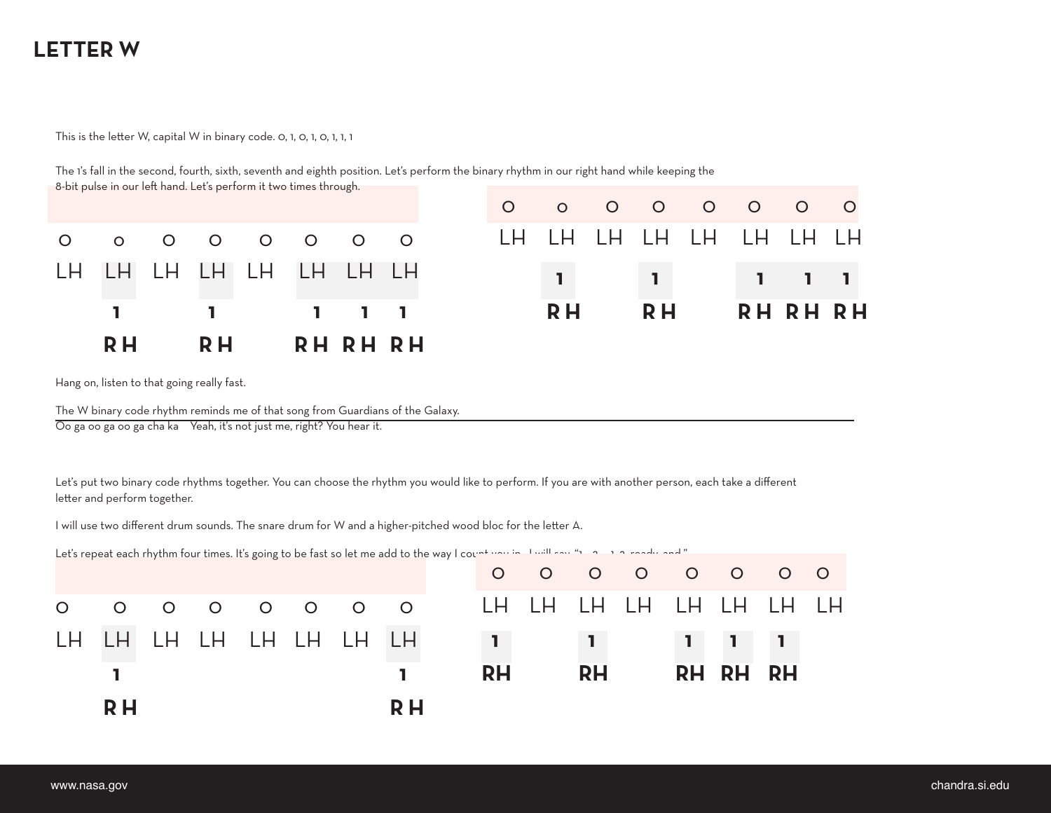# LETTER W

This is the letter W, capital W in binary code. 0, 1, 0, 1, 0, 1, 1, 1

The 1's fall in the second, fourth, sixth, seventh and eighth position. Let's perform the binary rhythm in our right hand while keeping the 8-bit pulse in our left hand. Let's perform it two times through.

| | | | | | | | |
|---|---|---|---|---|---|---|---|
| o | o | o | o | o | o | o | o |
| LH | LH | LH | LH | LH | LH | LH | LH |
| | 1 | | 1 | | 1 | 1 | 1 |
| | RH | | RH | | RH | RH | RH |

| | | | | | | | |
|---|---|---|---|---|---|---|---|
| o | o | o | o | o | o | o | o |
| LH | LH | LH | LH | LH | LH | LH | LH |
| | 1 | | 1 | | 1 | 1 | 1 |
| | RH | | RH | | RH | RH | RH |

Hang on, listen to that going really fast.

The W binary code rhythm reminds me of that song from Guardians of the Galaxy.
Oo ga oo ga oo ga cha ka    Yeah, it's not just me, right? You hear it.

Let's put two binary code rhythms together. You can choose the rhythm you would like to perform. If you are with another person, each take a different letter and perform together.

I will use two different drum sounds. The snare drum for W and a higher-pitched wood bloc for the letter A.

Let's repeat each rhythm four times. It's going to be fast so let me add to the way I count you in. I will say, "1 2 1 2, ready, and."

| | | | | | | | |
|---|---|---|---|---|---|---|---|
| o | o | o | o | o | o | o | o |
| LH | LH | LH | LH | LH | LH | LH | LH |
| | 1 | | | | | | 1 |
| | RH | | | | | | RH |

| | | | | | | | |
|---|---|---|---|---|---|---|---|
| o | o | o | o | o | o | o | o |
| LH | LH | LH | LH | LH | LH | LH | LH |
| 1 | | 1 | | 1 | 1 | 1 | |
| RH | | RH | | RH | RH | RH | |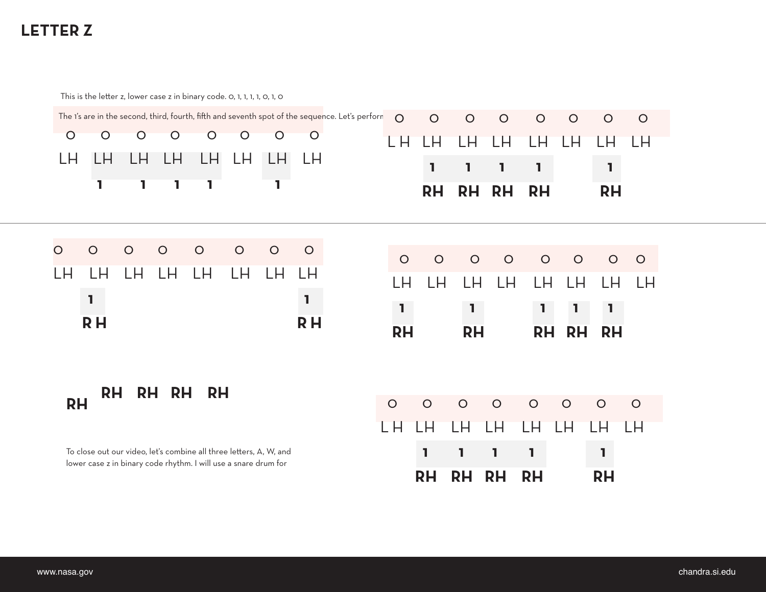# LETTER Z

This is the letter z, lower case z in binary code. 0, 1, 1, 1, 1, 0, 1, 0

The 1's are in the second, third, fourth, fifth and seventh spot of the sequence. Let's perform

| | | | | | | | |
|---|---|---|---|---|---|---|---|
| O | O | O | O | O | O | O | O |
| LH | LH | LH | LH | LH | LH | LH | LH |
| | 1 | 1 | 1 | 1 | | 1 | |

| | | | | | | | |
|---|---|---|---|---|---|---|---|
| O | O | O | O | O | O | O | O |
| LH | LH | LH | LH | LH | LH | LH | LH |
| | 1 | 1 | 1 | 1 | | 1 | |
| | RH | RH | RH | RH | | RH | |

| | | | | | | | |
|---|---|---|---|---|---|---|---|
| O | O | O | O | O | O | O | O |
| LH | LH | LH | LH | LH | LH | LH | LH |
| | 1 | | | | | | 1 |
| | RH | | | | | | RH |

| | | | | | | | |
|---|---|---|---|---|---|---|---|
| O | O | O | O | O | O | O | O |
| LH | LH | LH | LH | LH | LH | LH | LH |
| 1 | | 1 | | 1 | 1 | 1 | |
| RH | | RH | | RH | RH | RH | |

RH RH RH RH RH

To close out our video, let's combine all three letters, A, W, and lower case z in binary code rhythm. I will use a snare drum for

| | | | | | | | |
|---|---|---|---|---|---|---|---|
| O | O | O | O | O | O | O | O |
| LH | LH | LH | LH | LH | LH | LH | LH |
| | 1 | 1 | 1 | 1 | | 1 | |
| | RH | RH | RH | RH | | RH | |